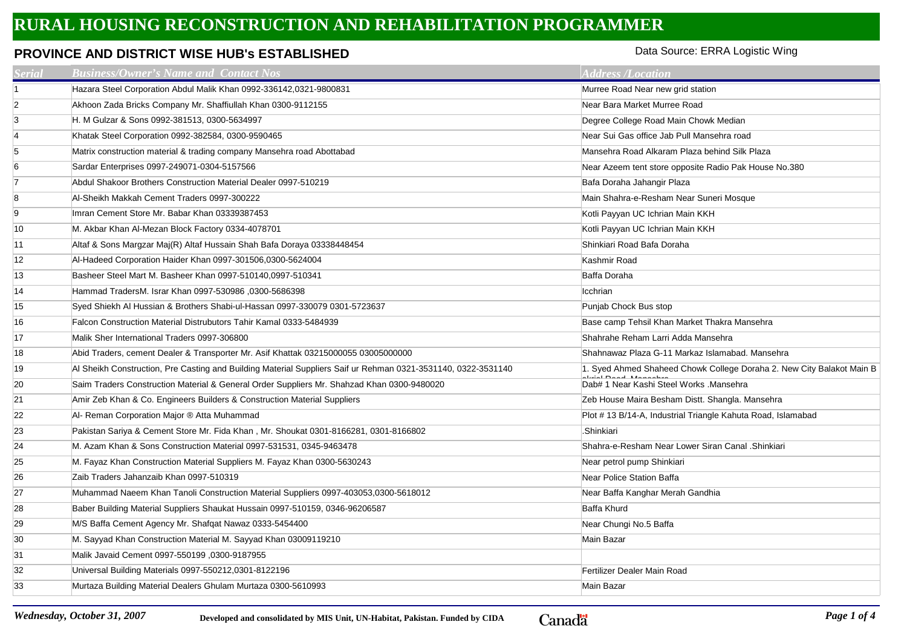# RURAL HOUSING RECONSTRUCTION AND REHABILITATION PROGRAMMER

## PROVINCE AND DISTRICT WISE HUB's ESTABLISHED

Data Source: ERRA Logistic Wing

| Serial | Business/Owner's Name and Contact Nos | Address /Location |
|---|---|---|
| 1 | Hazara Steel Corporation Abdul Malik Khan 0992-336142,0321-9800831 | Murree Road Near new grid station |
| 2 | Akhoon Zada Bricks Company Mr. Shaffiullah Khan 0300-9112155 | Near Bara Market Murree Road |
| 3 | H. M Gulzar & Sons 0992-381513, 0300-5634997 | Degree College Road Main Chowk Median |
| 4 | Khatak Steel Corporation 0992-382584, 0300-9590465 | Near Sui Gas office Jab Pull Mansehra road |
| 5 | Matrix construction material & trading company Mansehra road Abottabad | Mansehra Road Alkaram Plaza behind Silk Plaza |
| 6 | Sardar Enterprises 0997-249071-0304-5157566 | Near Azeem tent store opposite Radio Pak House No.380 |
| 7 | Abdul Shakoor Brothers Construction Material Dealer 0997-510219 | Bafa Doraha Jahangir Plaza |
| 8 | Al-Sheikh Makkah Cement Traders 0997-300222 | Main Shahra-e-Resham Near Suneri Mosque |
| 9 | Imran Cement Store Mr. Babar Khan 03339387453 | Kotli Payyan UC Ichrian Main KKH |
| 10 | M. Akbar Khan Al-Mezan Block Factory 0334-4078701 | Kotli Payyan UC Ichrian Main KKH |
| 11 | Altaf & Sons Margzar Maj(R) Altaf Hussain Shah Bafa Doraya 03338448454 | Shinkiari Road Bafa Doraha |
| 12 | Al-Hadeed Corporation Haider Khan 0997-301506,0300-5624004 | Kashmir Road |
| 13 | Basheer Steel Mart M. Basheer Khan 0997-510140,0997-510341 | Baffa Doraha |
| 14 | Hammad TradersM. Israr Khan 0997-530986 ,0300-5686398 | Icchrian |
| 15 | Syed Shiekh Al Hussian & Brothers Shabi-ul-Hassan 0997-330079 0301-5723637 | Punjab Chock Bus stop |
| 16 | Falcon Construction Material Distrubutors Tahir Kamal 0333-5484939 | Base camp Tehsil Khan Market Thakra Mansehra |
| 17 | Malik Sher International Traders 0997-306800 | Shahrahe Reham Larri Adda Mansehra |
| 18 | Abid Traders, cement Dealer & Transporter Mr. Asif Khattak 03215000055 03005000000 | Shahnawaz Plaza G-11 Markaz Islamabad. Mansehra |
| 19 | Al Sheikh Construction, Pre Casting and Building Material Suppliers Saif ur Rehman 0321-3531140, 0322-3531140 | 1. Syed Ahmed Shaheed Chowk College Doraha 2. New City Balakot Main B akrial Road, Mansehra |
| 20 | Saim Traders Construction Material & General Order Suppliers Mr. Shahzad Khan 0300-9480020 | Dab# 1 Near Kashi Steel Works .Mansehra |
| 21 | Amir Zeb Khan & Co. Engineers Builders & Construction Material Suppliers | Zeb House Maira Besham Distt. Shangla. Mansehra |
| 22 | Al- Reman Corporation Major ® Atta Muhammad | Plot # 13 B/14-A, Industrial Triangle Kahuta Road, Islamabad |
| 23 | Pakistan Sariya & Cement Store Mr. Fida Khan , Mr. Shoukat 0301-8166281, 0301-8166802 | .Shinkiari |
| 24 | M. Azam Khan & Sons Construction Material 0997-531531, 0345-9463478 | Shahra-e-Resham Near Lower Siran Canal .Shinkiari |
| 25 | M. Fayaz Khan Construction Material Suppliers M. Fayaz Khan 0300-5630243 | Near petrol pump Shinkiari |
| 26 | Zaib Traders Jahanzaib Khan 0997-510319 | Near Police Station Baffa |
| 27 | Muhammad Naeem Khan Tanoli Construction Material Suppliers 0997-403053,0300-5618012 | Near Baffa Kanghar Merah Gandhia |
| 28 | Baber Building Material Suppliers Shaukat Hussain 0997-510159, 0346-96206587 | Baffa Khurd |
| 29 | M/S Baffa Cement Agency Mr. Shafqat Nawaz 0333-5454400 | Near Chungi No.5 Baffa |
| 30 | M. Sayyad Khan Construction Material M. Sayyad Khan 03009119210 | Main Bazar |
| 31 | Malik Javaid Cement 0997-550199 ,0300-9187955 | |
| 32 | Universal Building Materials 0997-550212,0301-8122196 | Fertilizer Dealer Main Road |
| 33 | Murtaza Building Material Dealers Ghulam Murtaza 0300-5610993 | Main Bazar |

*Wednesday, October 31, 2007*

**Developed and consolidated by MIS Unit, UN-Habitat, Pakistan. Funded by CIDA**

Canada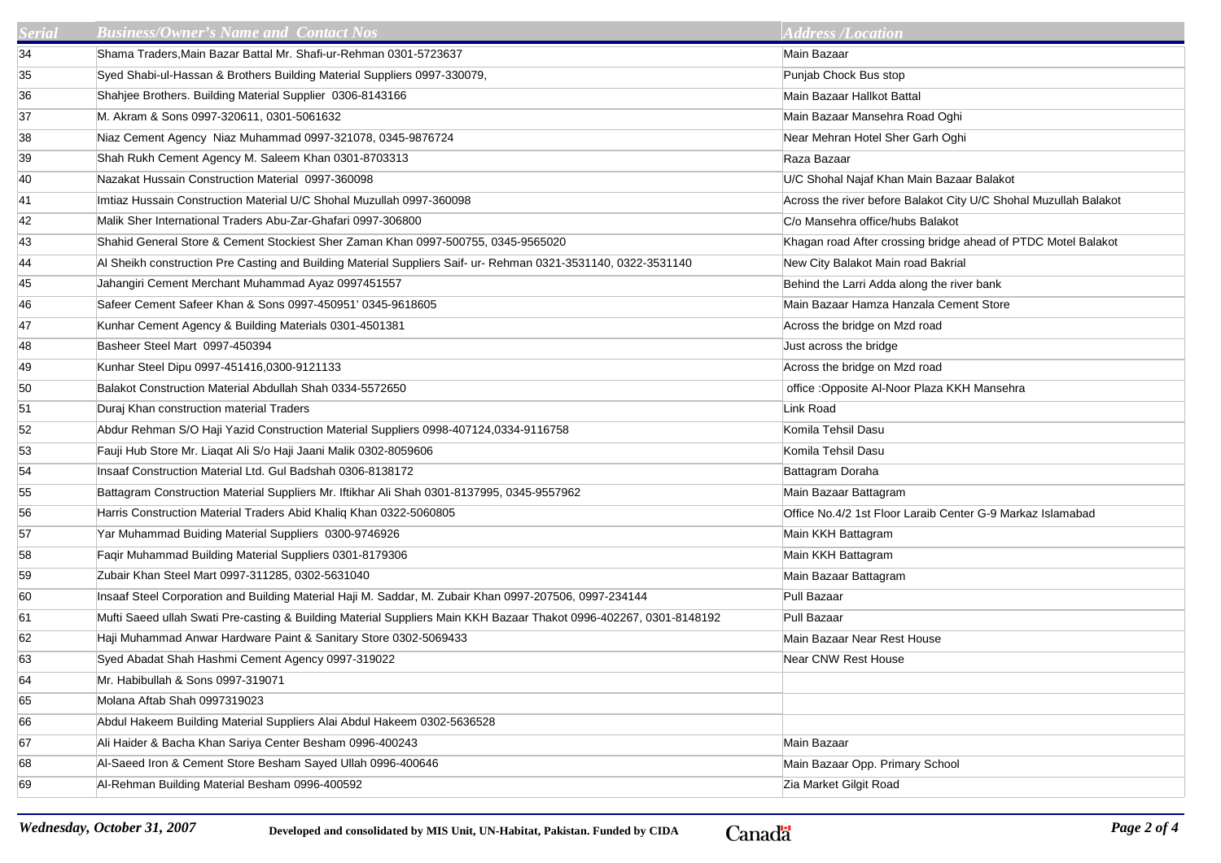| Serial | Business/Owner's Name and Contact Nos | Address /Location |
|---|---|---|
| 34 | Shama Traders,Main Bazar Battal Mr. Shafi-ur-Rehman 0301-5723637 | Main Bazaar |
| 35 | Syed Shabi-ul-Hassan & Brothers Building Material Suppliers 0997-330079, | Punjab Chock Bus stop |
| 36 | Shahjee Brothers. Building Material Supplier 0306-8143166 | Main Bazaar Hallkot Battal |
| 37 | M. Akram & Sons 0997-320611, 0301-5061632 | Main Bazaar Mansehra Road Oghi |
| 38 | Niaz Cement Agency Niaz Muhammad 0997-321078, 0345-9876724 | Near Mehran Hotel Sher Garh Oghi |
| 39 | Shah Rukh Cement Agency M. Saleem Khan 0301-8703313 | Raza Bazaar |
| 40 | Nazakat Hussain Construction Material 0997-360098 | U/C Shohal Najaf Khan Main Bazaar Balakot |
| 41 | Imtiaz Hussain Construction Material U/C Shohal Muzullah 0997-360098 | Across the river before Balakot City U/C Shohal Muzullah Balakot |
| 42 | Malik Sher International Traders Abu-Zar-Ghafari 0997-306800 | C/o Mansehra office/hubs Balakot |
| 43 | Shahid General Store & Cement Stockiest Sher Zaman Khan 0997-500755, 0345-9565020 | Khagan road After crossing bridge ahead of PTDC Motel Balakot |
| 44 | Al Sheikh construction Pre Casting and Building Material Suppliers Saif- ur- Rehman 0321-3531140, 0322-3531140 | New City Balakot Main road Bakrial |
| 45 | Jahangiri Cement Merchant Muhammad Ayaz 0997451557 | Behind the Larri Adda along the river bank |
| 46 | Safeer Cement Safeer Khan & Sons 0997-450951' 0345-9618605 | Main Bazaar Hamza Hanzala Cement Store |
| 47 | Kunhar Cement Agency & Building Materials 0301-4501381 | Across the bridge on Mzd road |
| 48 | Basheer Steel Mart 0997-450394 | Just across the bridge |
| 49 | Kunhar Steel Dipu 0997-451416,0300-9121133 | Across the bridge on Mzd road |
| 50 | Balakot Construction Material Abdullah Shah 0334-5572650 | office :Opposite Al-Noor Plaza KKH Mansehra |
| 51 | Duraj Khan construction material Traders | Link Road |
| 52 | Abdur Rehman S/O Haji Yazid Construction Material Suppliers 0998-407124,0334-9116758 | Komila Tehsil Dasu |
| 53 | Fauji Hub Store Mr. Liaqat Ali S/o Haji Jaani Malik 0302-8059606 | Komila Tehsil Dasu |
| 54 | Insaaf Construction Material Ltd. Gul Badshah 0306-8138172 | Battagram Doraha |
| 55 | Battagram Construction Material Suppliers Mr. Iftikhar Ali Shah 0301-8137995, 0345-9557962 | Main Bazaar Battagram |
| 56 | Harris Construction Material Traders Abid Khaliq Khan 0322-5060805 | Office No.4/2 1st Floor Laraib Center G-9 Markaz Islamabad |
| 57 | Yar Muhammad Buiding Material Suppliers 0300-9746926 | Main KKH Battagram |
| 58 | Faqir Muhammad Building Material Suppliers 0301-8179306 | Main KKH Battagram |
| 59 | Zubair Khan Steel Mart 0997-311285, 0302-5631040 | Main Bazaar Battagram |
| 60 | Insaaf Steel Corporation and Building Material Haji M. Saddar, M. Zubair Khan 0997-207506, 0997-234144 | Pull Bazaar |
| 61 | Mufti Saeed ullah Swati Pre-casting & Building Material Suppliers Main KKH Bazaar Thakot 0996-402267, 0301-8148192 | Pull Bazaar |
| 62 | Haji Muhammad Anwar Hardware Paint & Sanitary Store 0302-5069433 | Main Bazaar Near Rest House |
| 63 | Syed Abadat Shah Hashmi Cement Agency 0997-319022 | Near CNW Rest House |
| 64 | Mr. Habibullah & Sons 0997-319071 | |
| 65 | Molana Aftab Shah 0997319023 | |
| 66 | Abdul Hakeem Building Material Suppliers Alai Abdul Hakeem 0302-5636528 | |
| 67 | Ali Haider & Bacha Khan Sariya Center Besham 0996-400243 | Main Bazaar |
| 68 | Al-Saeed Iron & Cement Store Besham Sayed Ullah 0996-400646 | Main Bazaar Opp. Primary School |
| 69 | Al-Rehman Building Material Besham 0996-400592 | Zia Market Gilgit Road |

*Wednesday, October 31, 2007*

**Developed and consolidated by MIS Unit, UN-Habitat, Pakistan. Funded by CIDA**

Canada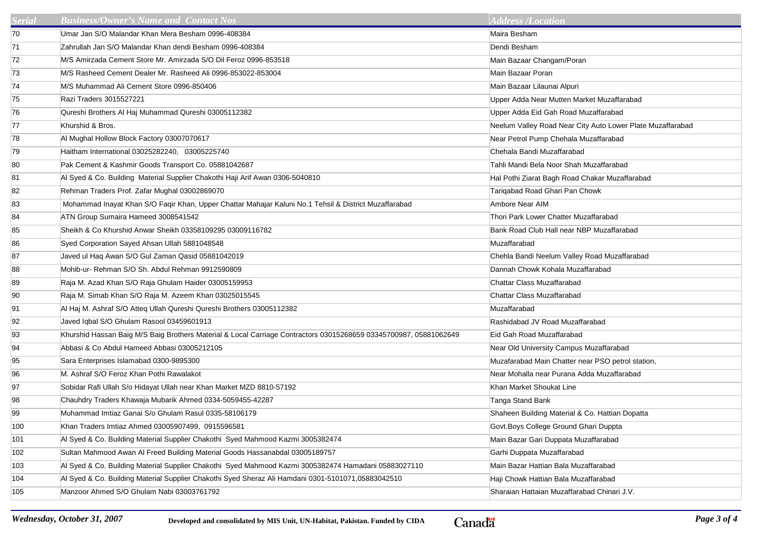| Serial | Business/Owner's Name and Contact Nos | Address /Location |
|---|---|---|
| 70 | Umar Jan S/O Malandar Khan Mera Besham 0996-408384 | Maira Besham |
| 71 | Zahrullah Jan S/O Malandar Khan dendi Besham 0996-408384 | Dendi Besham |
| 72 | M/S Amirzada Cement Store Mr. Amirzada S/O Dil Feroz 0996-853518 | Main Bazaar Changam/Poran |
| 73 | M/S Rasheed Cement Dealer Mr. Rasheed Ali 0996-853022-853004 | Main Bazaar Poran |
| 74 | M/S Muhammad Ali Cement Store 0996-850406 | Main Bazaar Lilaunai Alpuri |
| 75 | Razi Traders 3015527221 | Upper Adda Near Mutten Market Muzaffarabad |
| 76 | Qureshi Brothers Al Haj Muhammad Qureshi 03005112382 | Upper Adda Eid Gah Road Muzaffarabad |
| 77 | Khurshid & Bros. | Neelum Valley Road Near City Auto Lower Plate Muzaffarabad |
| 78 | Al Mughal Hollow Block Factory 03007070617 | Near Petrol Pump Chehala Muzaffarabad |
| 79 | Haitham International 03025282240, 03005225740 | Chehala Bandi Muzaffarabad |
| 80 | Pak Cement & Kashmir Goods Transport Co. 05881042687 | Tahli Mandi Bela Noor Shah Muzaffarabad |
| 81 | Al Syed & Co. Building Material Supplier Chakothi Haji Arif Awan 0306-5040810 | Hal Pothi Ziarat Bagh Road Chakar Muzaffarabad |
| 82 | Rehman Traders Prof. Zafar Mughal 03002869070 | Tariqabad Road Ghari Pan Chowk |
| 83 | Mohammad Inayat Khan S/O Faqir Khan, Upper Chattar Mahajar Kaluni No.1 Tehsil & District Muzaffarabad | Ambore Near AIM |
| 84 | ATN Group Sumaira Hameed 3008541542 | Thori Park Lower Chatter Muzaffarabad |
| 85 | Sheikh & Co Khurshid Anwar Sheikh 03358109295 03009116782 | Bank Road Club Hall near NBP Muzaffarabad |
| 86 | Syed Corporation Sayed Ahsan Ullah 5881048548 | Muzaffarabad |
| 87 | Javed ul Haq Awan S/O Gul Zaman Qasid 05881042019 | Chehla Bandi Neelum Valley Road Muzaffarabad |
| 88 | Mohib-ur- Rehman S/O Sh. Abdul Rehman 9912590809 | Dannah Chowk Kohala Muzaffarabad |
| 89 | Raja M. Azad Khan S/O Raja Ghulam Haider 03005159953 | Chattar Class Muzaffarabad |
| 90 | Raja M. Simab Khan S/O Raja M. Azeem Khan 03025015545 | Chattar Class Muzaffarabad |
| 91 | Al Haj M. Ashraf S/O Atteq Ullah Qureshi Qureshi Brothers 03005112382 | Muzaffarabad |
| 92 | Javed Iqbal S/O Ghulam Rasool 03459601913 | Rashidabad JV Road Muzaffarabad |
| 93 | Khurshid Hassan Baig M/S Baig Brothers Material & Local Carriage Contractors 03015268659 03345700987, 05881062649 | Eid Gah Road Muzaffarabad |
| 94 | Abbasi & Co Abdul Hameed Abbasi 03005212105 | Near Old University Campus Muzaffarabad |
| 95 | Sara Enterprises Islamabad 0300-9895300 | Muzafarabad Main Chatter near PSO petrol station, |
| 96 | M. Ashraf S/O Feroz Khan Pothi Rawalakot | Near Mohalla near Purana Adda Muzaffarabad |
| 97 | Sobidar Rafi Ullah S/o Hidayat Ullah near Khan Market MZD 8810-57192 | Khan Market Shoukat Line |
| 98 | Chauhdry Traders Khawaja Mubarik Ahmed 0334-5059455-42287 | Tanga Stand Bank |
| 99 | Muhammad Imtiaz Ganai S/o Ghulam Rasul 0335-58106179 | Shaheen Building Material & Co. Hattian Dopatta |
| 100 | Khan Traders Imtiaz Ahmed 03005907499, 0915596581 | Govt.Boys College Ground Ghari Duppta |
| 101 | Al Syed & Co. Building Material Supplier Chakothi Syed Mahmood Kazmi 3005382474 | Main Bazar Gari Duppata Muzaffarabad |
| 102 | Sultan Mahmood Awan Al Freed Building Material Goods Hassanabdal 03005189757 | Garhi Duppata Muzaffarabad |
| 103 | Al Syed & Co. Building Material Supplier Chakothi Syed Mahmood Kazmi 3005382474 Hamadani 05883027110 | Main Bazar Hattian Bala Muzaffarabad |
| 104 | Al Syed & Co. Building Material Supplier Chakothi Syed Sheraz Ali Hamdani 0301-5101071,05883042510 | Haji Chowk Hattian Bala Muzaffarabad |
| 105 | Manzoor Ahmed S/O Ghulam Nabi 03003761792 | Sharaian Hattaian Muzaffarabad Chinari J.V. |

*Wednesday, October 31, 2007* **Developed and consolidated by MIS Unit, UN-Habitat, Pakistan. Funded by CIDA** Canada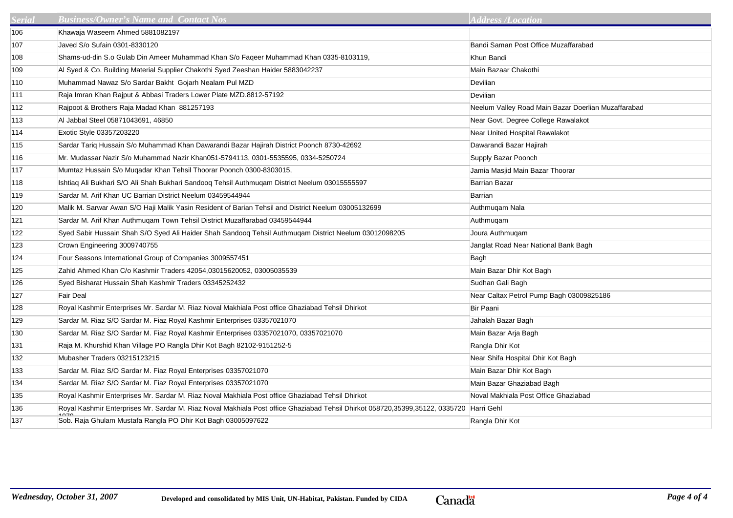| Serial | Business/Owner's Name and Contact Nos | Address /Location |
|---|---|---|
| 106 | Khawaja Waseem Ahmed 5881082197 | |
| 107 | Javed S/o Sufain 0301-8330120 | Bandi Saman Post Office Muzaffarabad |
| 108 | Shams-ud-din S.o Gulab Din Ameer Muhammad Khan S/o Faqeer Muhammad Khan 0335-8103119, | Khun Bandi |
| 109 | Al Syed & Co. Building Material Supplier Chakothi Syed Zeeshan Haider 5883042237 | Main Bazaar Chakothi |
| 110 | Muhammad Nawaz S/o Sardar Bakht Gojarh Nealam Pul MZD | Devilian |
| 111 | Raja Imran Khan Rajput & Abbasi Traders Lower Plate MZD.8812-57192 | Devilian |
| 112 | Rajpoot & Brothers Raja Madad Khan 881257193 | Neelum Valley Road Main Bazar Doerlian Muzaffarabad |
| 113 | Al Jabbal Steel 05871043691, 46850 | Near Govt. Degree College Rawalakot |
| 114 | Exotic Style 03357203220 | Near United Hospital Rawalakot |
| 115 | Sardar Tariq Hussain S/o Muhammad Khan Dawarandi Bazar Hajirah District Poonch 8730-42692 | Dawarandi Bazar Hajirah |
| 116 | Mr. Mudassar Nazir S/o Muhammad Nazir Khan051-5794113, 0301-5535595, 0334-5250724 | Supply Bazar Poonch |
| 117 | Mumtaz Hussain S/o Muqadar Khan Tehsil Thoorar Poonch 0300-8303015, | Jamia Masjid Main Bazar Thoorar |
| 118 | Ishtiaq Ali Bukhari S/O Ali Shah Bukhari Sandooq Tehsil Authmuqam District Neelum 03015555597 | Barrian Bazar |
| 119 | Sardar M. Arif Khan UC Barrian District Neelum 03459544944 | Barrian |
| 120 | Malik M. Sarwar Awan S/O Haji Malik Yasin Resident of Barian Tehsil and District Neelum 03005132699 | Authmuqam Nala |
| 121 | Sardar M. Arif Khan Authmuqam Town Tehsil District Muzaffarabad 03459544944 | Authmuqam |
| 122 | Syed Sabir Hussain Shah S/O Syed Ali Haider Shah Sandooq Tehsil Authmuqam District Neelum 03012098205 | Joura Authmuqam |
| 123 | Crown Engineering 3009740755 | Janglat Road Near National Bank Bagh |
| 124 | Four Seasons International Group of Companies 3009557451 | Bagh |
| 125 | Zahid Ahmed Khan C/o Kashmir Traders 42054,03015620052, 03005035539 | Main Bazar Dhir Kot Bagh |
| 126 | Syed Bisharat Hussain Shah Kashmir Traders 03345252432 | Sudhan Gali Bagh |
| 127 | Fair Deal | Near Caltax Petrol Pump Bagh 03009825186 |
| 128 | Royal Kashmir Enterprises Mr. Sardar M. Riaz Noval Makhiala Post office Ghaziabad Tehsil Dhirkot | Bir Paani |
| 129 | Sardar M. Riaz S/O Sardar M. Fiaz Royal Kashmir Enterprises 03357021070 | Jahalah Bazar Bagh |
| 130 | Sardar M. Riaz S/O Sardar M. Fiaz Royal Kashmir Enterprises 03357021070, 03357021070 | Main Bazar Arja Bagh |
| 131 | Raja M. Khurshid Khan Village PO Rangla Dhir Kot Bagh 82102-9151252-5 | Rangla Dhir Kot |
| 132 | Mubasher Traders 03215123215 | Near Shifa Hospital Dhir Kot Bagh |
| 133 | Sardar M. Riaz S/O Sardar M. Fiaz Royal Enterprises 03357021070 | Main Bazar Dhir Kot Bagh |
| 134 | Sardar M. Riaz S/O Sardar M. Fiaz Royal Enterprises 03357021070 | Main Bazar Ghaziabad Bagh |
| 135 | Royal Kashmir Enterprises Mr. Sardar M. Riaz Noval Makhiala Post office Ghaziabad Tehsil Dhirkot | Noval Makhiala Post Office Ghaziabad |
| 136 | Royal Kashmir Enterprises Mr. Sardar M. Riaz Noval Makhiala Post office Ghaziabad Tehsil Dhirkot 058720,35399,35122, 03357201070 | Harri Gehl |
| 137 | Sob. Raja Ghulam Mustafa Rangla PO Dhir Kot Bagh 03005097622 | Rangla Dhir Kot |

*Wednesday, October 31, 2007*

**Developed and consolidated by MIS Unit, UN-Habitat, Pakistan. Funded by CIDA**

Canadä